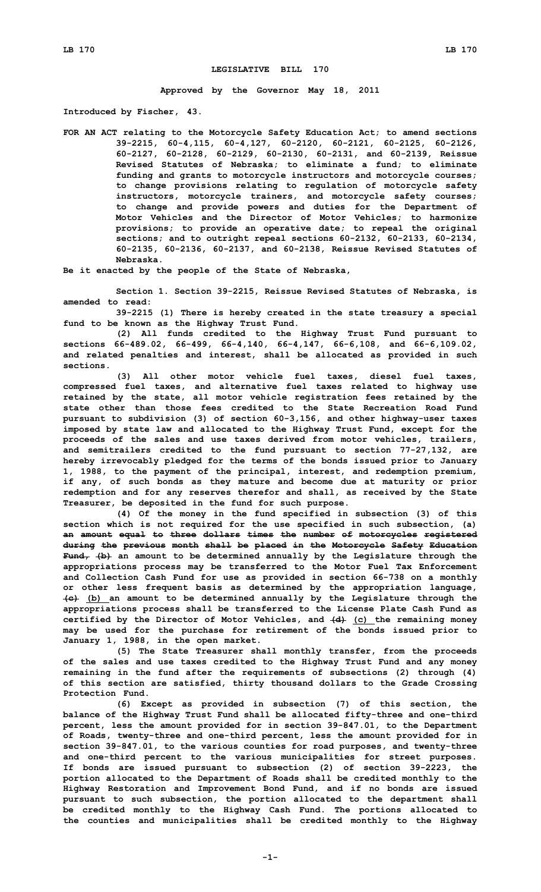# LEGISLATIVE BILL 170

**Approved by the Governor May 18, 2011**

**Introduced by Fischer, 43.**

**FOR AN ACT relating to the Motorcycle Safety Education Act; to amend sections 39-2215, 60-4,115, 60-4,127, 60-2120, 60-2121, 60-2125, 60-2126, 60-2127, 60-2128, 60-2129, 60-2130, 60-2131, and 60-2139, Reissue Revised Statutes of Nebraska; to eliminate a fund; to eliminate funding and grants to motorcycle instructors and motorcycle courses; to change provisions relating to regulation of motorcycle safety instructors, motorcycle trainers, and motorcycle safety courses; to change and provide powers and duties for the Department of Motor Vehicles and the Director of Motor Vehicles; to harmonize provisions; to provide an operative date; to repeal the original sections; and to outright repeal sections 60-2132, 60-2133, 60-2134, 60-2135, 60-2136, 60-2137, and 60-2138, Reissue Revised Statutes of Nebraska.**

**Be it enacted by the people of the State of Nebraska,**

**Section 1. Section 39-2215, Reissue Revised Statutes of Nebraska, is amended to read:**

**39-2215 (1) There is hereby created in the state treasury a special fund to be known as the Highway Trust Fund.**

**(2) All funds credited to the Highway Trust Fund pursuant to sections 66-489.02, 66-499, 66-4,140, 66-4,147, 66-6,108, and 66-6,109.02, and related penalties and interest, shall be allocated as provided in such sections.**

**(3) All other motor vehicle fuel taxes, diesel fuel taxes, compressed fuel taxes, and alternative fuel taxes related to highway use retained by the state, all motor vehicle registration fees retained by the state other than those fees credited to the State Recreation Road Fund pursuant to subdivision (3) of section 60-3,156, and other highway-user taxes imposed by state law and allocated to the Highway Trust Fund, except for the proceeds of the sales and use taxes derived from motor vehicles, trailers, and semitrailers credited to the fund pursuant to section 77-27,132, are hereby irrevocably pledged for the terms of the bonds issued prior to January 1, 1988, to the payment of the principal, interest, and redemption premium, if any, of such bonds as they mature and become due at maturity or prior redemption and for any reserves therefor and shall, as received by the State Treasurer, be deposited in the fund for such purpose.**

**(4) Of the money in the fund specified in subsection (3) of this section which is not required for the use specified in such subsection, (a) ~~an amount equal to three dollars times the number of motorcycles registered during the previous month shall be placed in the Motorcycle Safety Education Fund, (b)~~ an amount to be determined annually by the Legislature through the appropriations process may be transferred to the Motor Fuel Tax Enforcement and Collection Cash Fund for use as provided in section 66-738 on a monthly or other less frequent basis as determined by the appropriation language, ~~(c)~~ <u>(b)</u> an amount to be determined annually by the Legislature through the appropriations process shall be transferred to the License Plate Cash Fund as certified by the Director of Motor Vehicles, and ~~(d)~~ <u>(c)</u> the remaining money may be used for the purchase for retirement of the bonds issued prior to January 1, 1988, in the open market.**

**(5) The State Treasurer shall monthly transfer, from the proceeds of the sales and use taxes credited to the Highway Trust Fund and any money remaining in the fund after the requirements of subsections (2) through (4) of this section are satisfied, thirty thousand dollars to the Grade Crossing Protection Fund.**

**(6) Except as provided in subsection (7) of this section, the balance of the Highway Trust Fund shall be allocated fifty-three and one-third percent, less the amount provided for in section 39-847.01, to the Department of Roads, twenty-three and one-third percent, less the amount provided for in section 39-847.01, to the various counties for road purposes, and twenty-three and one-third percent to the various municipalities for street purposes. If bonds are issued pursuant to subsection (2) of section 39-2223, the portion allocated to the Department of Roads shall be credited monthly to the Highway Restoration and Improvement Bond Fund, and if no bonds are issued pursuant to such subsection, the portion allocated to the department shall be credited monthly to the Highway Cash Fund. The portions allocated to the counties and municipalities shall be credited monthly to the Highway**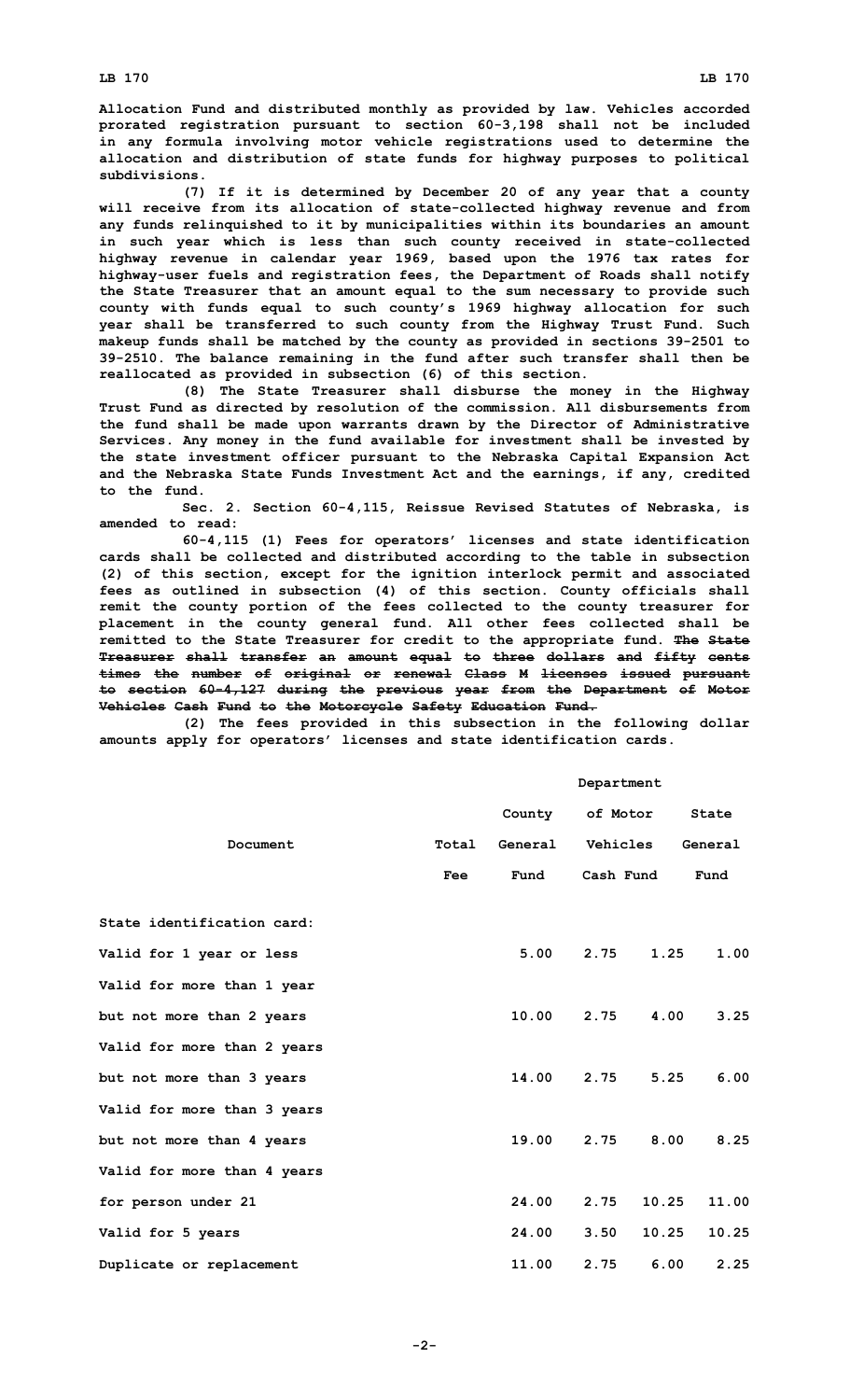Allocation Fund and distributed monthly as provided by law. Vehicles accorded prorated registration pursuant to section 60-3,198 shall not be included in any formula involving motor vehicle registrations used to determine the allocation and distribution of state funds for highway purposes to political subdivisions.

(7) If it is determined by December 20 of any year that a county will receive from its allocation of state-collected highway revenue and from any funds relinquished to it by municipalities within its boundaries an amount in such year which is less than such county received in state-collected highway revenue in calendar year 1969, based upon the 1976 tax rates for highway-user fuels and registration fees, the Department of Roads shall notify the State Treasurer that an amount equal to the sum necessary to provide such county with funds equal to such county's 1969 highway allocation for such year shall be transferred to such county from the Highway Trust Fund. Such makeup funds shall be matched by the county as provided in sections 39-2501 to 39-2510. The balance remaining in the fund after such transfer shall then be reallocated as provided in subsection (6) of this section.

(8) The State Treasurer shall disburse the money in the Highway Trust Fund as directed by resolution of the commission. All disbursements from the fund shall be made upon warrants drawn by the Director of Administrative Services. Any money in the fund available for investment shall be invested by the state investment officer pursuant to the Nebraska Capital Expansion Act and the Nebraska State Funds Investment Act and the earnings, if any, credited to the fund.

Sec. 2. Section 60-4,115, Reissue Revised Statutes of Nebraska, is amended to read:

60-4,115 (1) Fees for operators' licenses and state identification cards shall be collected and distributed according to the table in subsection (2) of this section, except for the ignition interlock permit and associated fees as outlined in subsection (4) of this section. County officials shall remit the county portion of the fees collected to the county treasurer for placement in the county general fund. All other fees collected shall be remitted to the State Treasurer for credit to the appropriate fund. ~~The State Treasurer shall transfer an amount equal to three dollars and fifty cents times the number of original or renewal Class M licenses issued pursuant to section 60-4,127 during the previous year from the Department of Motor Vehicles Cash Fund to the Motorcycle Safety Education Fund.~~

(2) The fees provided in this subsection in the following dollar amounts apply for operators' licenses and state identification cards.

| Document | Total Fee | County General Fund | Department of Motor Vehicles Cash Fund | State General Fund |
|---|---|---|---|---|
| State identification card: | | | | |
| Valid for 1 year or less | 5.00 | 2.75 | 1.25 | 1.00 |
| Valid for more than 1 year but not more than 2 years | 10.00 | 2.75 | 4.00 | 3.25 |
| Valid for more than 2 years but not more than 3 years | 14.00 | 2.75 | 5.25 | 6.00 |
| Valid for more than 3 years but not more than 4 years | 19.00 | 2.75 | 8.00 | 8.25 |
| Valid for more than 4 years for person under 21 | 24.00 | 2.75 | 10.25 | 11.00 |
| Valid for 5 years | 24.00 | 3.50 | 10.25 | 10.25 |
| Duplicate or replacement | 11.00 | 2.75 | 6.00 | 2.25 |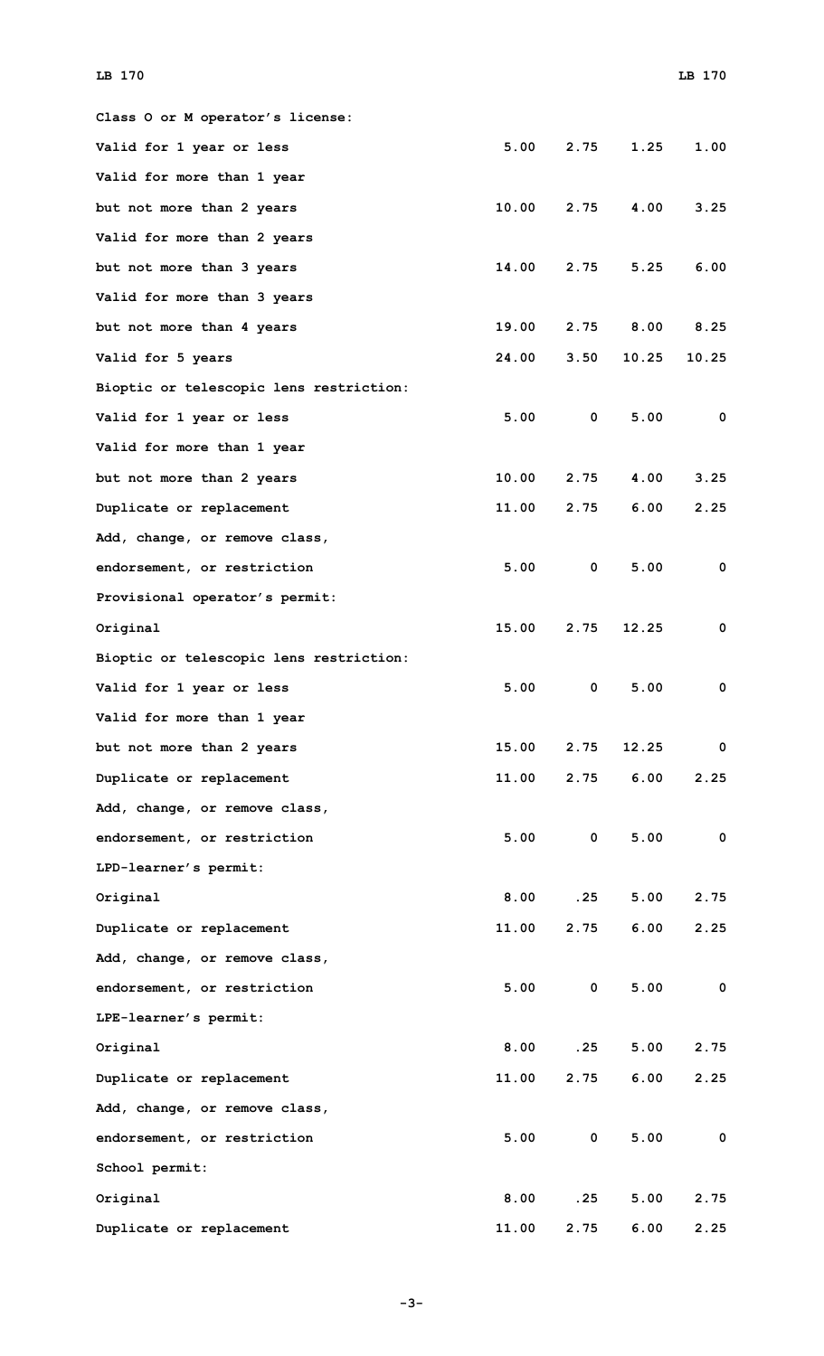| | | | | |
|---|---|---|---|---|
| Class O or M operator's license: | | | | |
| Valid for 1 year or less | 5.00 | 2.75 | 1.25 | 1.00 |
| Valid for more than 1 year | | | | |
| but not more than 2 years | 10.00 | 2.75 | 4.00 | 3.25 |
| Valid for more than 2 years | | | | |
| but not more than 3 years | 14.00 | 2.75 | 5.25 | 6.00 |
| Valid for more than 3 years | | | | |
| but not more than 4 years | 19.00 | 2.75 | 8.00 | 8.25 |
| Valid for 5 years | 24.00 | 3.50 | 10.25 | 10.25 |
| Bioptic or telescopic lens restriction: | | | | |
| Valid for 1 year or less | 5.00 | 0 | 5.00 | 0 |
| Valid for more than 1 year | | | | |
| but not more than 2 years | 10.00 | 2.75 | 4.00 | 3.25 |
| Duplicate or replacement | 11.00 | 2.75 | 6.00 | 2.25 |
| Add, change, or remove class, | | | | |
| endorsement, or restriction | 5.00 | 0 | 5.00 | 0 |
| Provisional operator's permit: | | | | |
| Original | 15.00 | 2.75 | 12.25 | 0 |
| Bioptic or telescopic lens restriction: | | | | |
| Valid for 1 year or less | 5.00 | 0 | 5.00 | 0 |
| Valid for more than 1 year | | | | |
| but not more than 2 years | 15.00 | 2.75 | 12.25 | 0 |
| Duplicate or replacement | 11.00 | 2.75 | 6.00 | 2.25 |
| Add, change, or remove class, | | | | |
| endorsement, or restriction | 5.00 | 0 | 5.00 | 0 |
| LPD-learner's permit: | | | | |
| Original | 8.00 | .25 | 5.00 | 2.75 |
| Duplicate or replacement | 11.00 | 2.75 | 6.00 | 2.25 |
| Add, change, or remove class, | | | | |
| endorsement, or restriction | 5.00 | 0 | 5.00 | 0 |
| LPE-learner's permit: | | | | |
| Original | 8.00 | .25 | 5.00 | 2.75 |
| Duplicate or replacement | 11.00 | 2.75 | 6.00 | 2.25 |
| Add, change, or remove class, | | | | |
| endorsement, or restriction | 5.00 | 0 | 5.00 | 0 |
| School permit: | | | | |
| Original | 8.00 | .25 | 5.00 | 2.75 |
| Duplicate or replacement | 11.00 | 2.75 | 6.00 | 2.25 |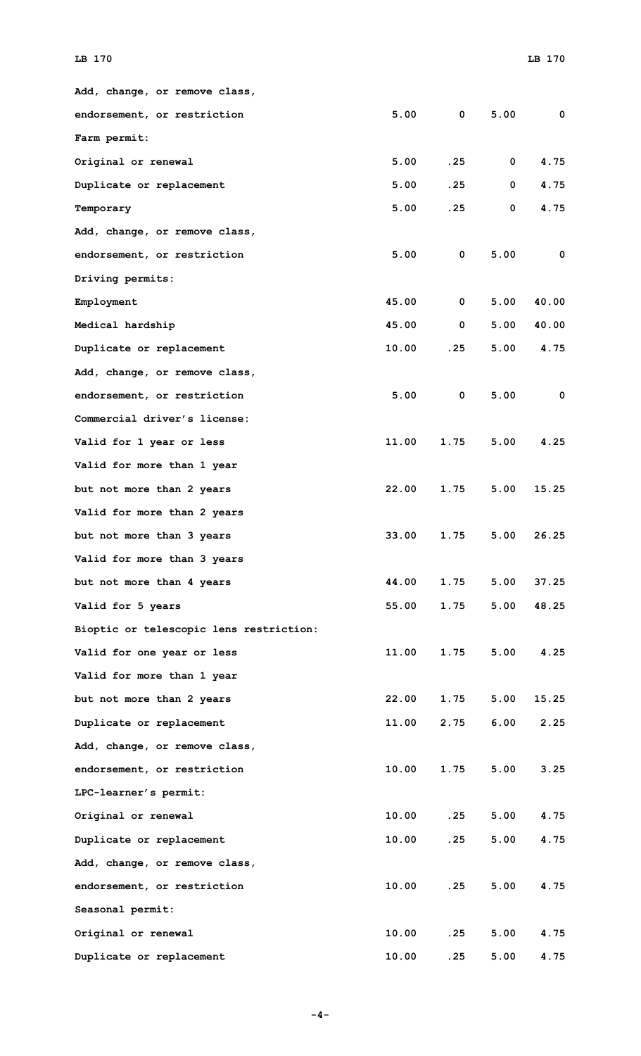| | | | | |
|---|---|---|---|---|
| Add, change, or remove class, | | | | |
| endorsement, or restriction | 5.00 | 0 | 5.00 | 0 |
| Farm permit: | | | | |
| Original or renewal | 5.00 | .25 | 0 | 4.75 |
| Duplicate or replacement | 5.00 | .25 | 0 | 4.75 |
| Temporary | 5.00 | .25 | 0 | 4.75 |
| Add, change, or remove class, | | | | |
| endorsement, or restriction | 5.00 | 0 | 5.00 | 0 |
| Driving permits: | | | | |
| Employment | 45.00 | 0 | 5.00 | 40.00 |
| Medical hardship | 45.00 | 0 | 5.00 | 40.00 |
| Duplicate or replacement | 10.00 | .25 | 5.00 | 4.75 |
| Add, change, or remove class, | | | | |
| endorsement, or restriction | 5.00 | 0 | 5.00 | 0 |
| Commercial driver's license: | | | | |
| Valid for 1 year or less | 11.00 | 1.75 | 5.00 | 4.25 |
| Valid for more than 1 year | | | | |
| but not more than 2 years | 22.00 | 1.75 | 5.00 | 15.25 |
| Valid for more than 2 years | | | | |
| but not more than 3 years | 33.00 | 1.75 | 5.00 | 26.25 |
| Valid for more than 3 years | | | | |
| but not more than 4 years | 44.00 | 1.75 | 5.00 | 37.25 |
| Valid for 5 years | 55.00 | 1.75 | 5.00 | 48.25 |
| Bioptic or telescopic lens restriction: | | | | |
| Valid for one year or less | 11.00 | 1.75 | 5.00 | 4.25 |
| Valid for more than 1 year | | | | |
| but not more than 2 years | 22.00 | 1.75 | 5.00 | 15.25 |
| Duplicate or replacement | 11.00 | 2.75 | 6.00 | 2.25 |
| Add, change, or remove class, | | | | |
| endorsement, or restriction | 10.00 | 1.75 | 5.00 | 3.25 |
| LPC-learner's permit: | | | | |
| Original or renewal | 10.00 | .25 | 5.00 | 4.75 |
| Duplicate or replacement | 10.00 | .25 | 5.00 | 4.75 |
| Add, change, or remove class, | | | | |
| endorsement, or restriction | 10.00 | .25 | 5.00 | 4.75 |
| Seasonal permit: | | | | |
| Original or renewal | 10.00 | .25 | 5.00 | 4.75 |
| Duplicate or replacement | 10.00 | .25 | 5.00 | 4.75 |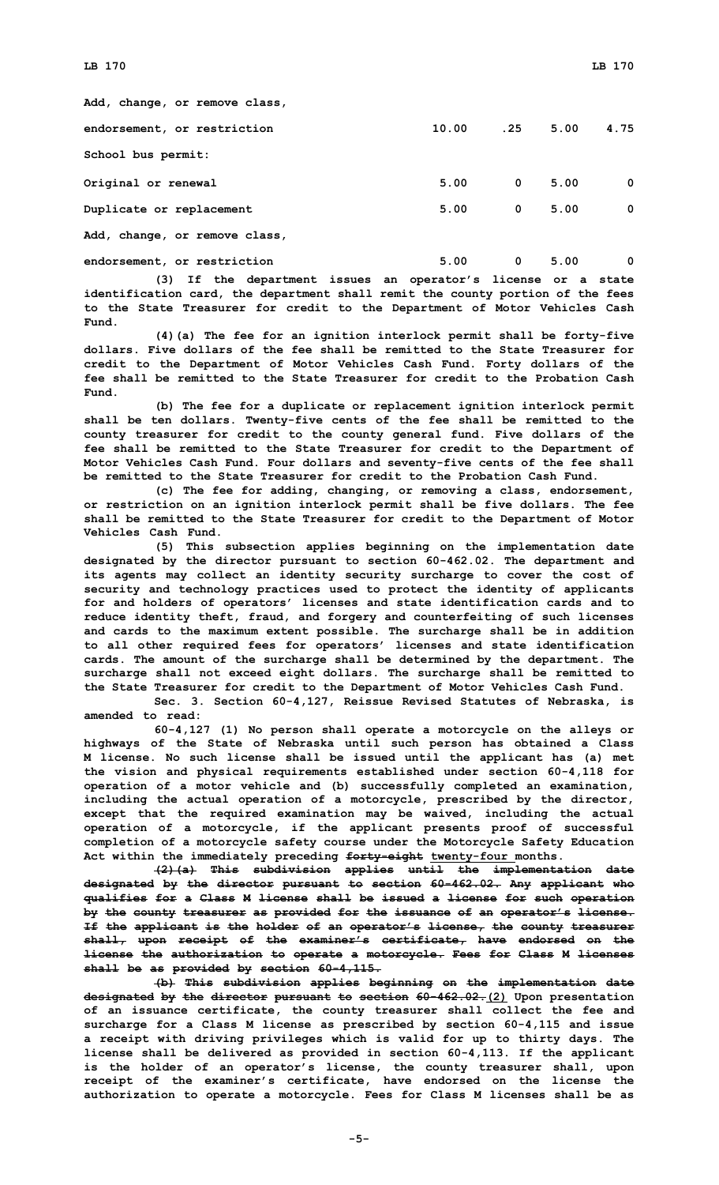| | | | | |
|---|---|---|---|---|
| Add, change, or remove class, | | | | |
| endorsement, or restriction | 10.00 | .25 | 5.00 | 4.75 |
| School bus permit: | | | | |
| Original or renewal | 5.00 | 0 | 5.00 | 0 |
| Duplicate or replacement | 5.00 | 0 | 5.00 | 0 |
| Add, change, or remove class, | | | | |
| endorsement, or restriction | 5.00 | 0 | 5.00 | 0 |

(3) If the department issues an operator's license or a state identification card, the department shall remit the county portion of the fees to the State Treasurer for credit to the Department of Motor Vehicles Cash Fund.

(4)(a) The fee for an ignition interlock permit shall be forty-five dollars. Five dollars of the fee shall be remitted to the State Treasurer for credit to the Department of Motor Vehicles Cash Fund. Forty dollars of the fee shall be remitted to the State Treasurer for credit to the Probation Cash Fund.

(b) The fee for a duplicate or replacement ignition interlock permit shall be ten dollars. Twenty-five cents of the fee shall be remitted to the county treasurer for credit to the county general fund. Five dollars of the fee shall be remitted to the State Treasurer for credit to the Department of Motor Vehicles Cash Fund. Four dollars and seventy-five cents of the fee shall be remitted to the State Treasurer for credit to the Probation Cash Fund.

(c) The fee for adding, changing, or removing a class, endorsement, or restriction on an ignition interlock permit shall be five dollars. The fee shall be remitted to the State Treasurer for credit to the Department of Motor Vehicles Cash Fund.

(5) This subsection applies beginning on the implementation date designated by the director pursuant to section 60-462.02. The department and its agents may collect an identity security surcharge to cover the cost of security and technology practices used to protect the identity of applicants for and holders of operators' licenses and state identification cards and to reduce identity theft, fraud, and forgery and counterfeiting of such licenses and cards to the maximum extent possible. The surcharge shall be in addition to all other required fees for operators' licenses and state identification cards. The amount of the surcharge shall be determined by the department. The surcharge shall not exceed eight dollars. The surcharge shall be remitted to the State Treasurer for credit to the Department of Motor Vehicles Cash Fund.

Sec. 3. Section 60-4,127, Reissue Revised Statutes of Nebraska, is amended to read:

60-4,127 (1) No person shall operate a motorcycle on the alleys or highways of the State of Nebraska until such person has obtained a Class M license. No such license shall be issued until the applicant has (a) met the vision and physical requirements established under section 60-4,118 for operation of a motor vehicle and (b) successfully completed an examination, including the actual operation of a motorcycle, prescribed by the director, except that the required examination may be waived, including the actual operation of a motorcycle, if the applicant presents proof of successful completion of a motorcycle safety course under the Motorcycle Safety Education Act within the immediately preceding ~~forty-eight~~ twenty-four months.

~~(2)(a) This subdivision applies until the implementation date designated by the director pursuant to section 60-462.02. Any applicant who qualifies for a Class M license shall be issued a license for such operation by the county treasurer as provided for the issuance of an operator's license. If the applicant is the holder of an operator's license, the county treasurer shall, upon receipt of the examiner's certificate, have endorsed on the license the authorization to operate a motorcycle. Fees for Class M licenses shall be as provided by section 60-4,115.~~

~~(b) This subdivision applies beginning on the implementation date designated by the director pursuant to section 60-462.02.~~ (2) Upon presentation of an issuance certificate, the county treasurer shall collect the fee and surcharge for a Class M license as prescribed by section 60-4,115 and issue a receipt with driving privileges which is valid for up to thirty days. The license shall be delivered as provided in section 60-4,113. If the applicant is the holder of an operator's license, the county treasurer shall, upon receipt of the examiner's certificate, have endorsed on the license the authorization to operate a motorcycle. Fees for Class M licenses shall be as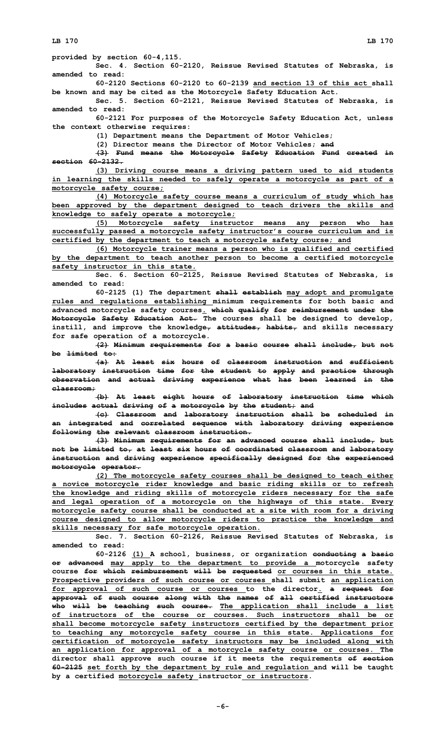provided by section 60-4,115.

Sec. 4. Section 60-2120, Reissue Revised Statutes of Nebraska, is amended to read:

60-2120 Sections 60-2120 to 60-2139 and section 13 of this act shall be known and may be cited as the Motorcycle Safety Education Act.

Sec. 5. Section 60-2121, Reissue Revised Statutes of Nebraska, is amended to read:

60-2121 For purposes of the Motorcycle Safety Education Act, unless the context otherwise requires:

(1) Department means the Department of Motor Vehicles;

(2) Director means the Director of Motor Vehicles; and

(3) Fund means the Motorcycle Safety Education Fund created in section 60-2132.

(3) Driving course means a driving pattern used to aid students in learning the skills needed to safely operate a motorcycle as part of a motorcycle safety course;

(4) Motorcycle safety course means a curriculum of study which has been approved by the department designed to teach drivers the skills and knowledge to safely operate a motorcycle;

(5) Motorcycle safety instructor means any person who has successfully passed a motorcycle safety instructor's course curriculum and is certified by the department to teach a motorcycle safety course; and

(6) Motorcycle trainer means a person who is qualified and certified by the department to teach another person to become a certified motorcycle safety instructor in this state.

Sec. 6. Section 60-2125, Reissue Revised Statutes of Nebraska, is amended to read:

60-2125 (1) The department shall establish may adopt and promulgate rules and regulations establishing minimum requirements for both basic and advanced motorcycle safety courses. which qualify for reimbursement under the Motorcycle Safety Education Act. The courses shall be designed to develop, instill, and improve the knowledge, attitudes, habits, and skills necessary for safe operation of a motorcycle.

(2) Minimum requirements for a basic course shall include, but not be limited to:

(a) At least six hours of classroom instruction and sufficient laboratory instruction time for the student to apply and practice through observation and actual driving experience what has been learned in the classroom;

(b) At least eight hours of laboratory instruction time which includes actual driving of a motorcycle by the student; and

(c) Classroom and laboratory instruction shall be scheduled in an integrated and correlated sequence with laboratory driving experience following the relevant classroom instruction.

(3) Minimum requirements for an advanced course shall include, but not be limited to, at least six hours of coordinated classroom and laboratory instruction and driving experience specifically designed for the experienced motorcycle operator.

(2) The motorcycle safety courses shall be designed to teach either a novice motorcycle rider knowledge and basic riding skills or to refresh the knowledge and riding skills of motorcycle riders necessary for the safe and legal operation of a motorcycle on the highways of this state. Every motorcycle safety course shall be conducted at a site with room for a driving course designed to allow motorcycle riders to practice the knowledge and skills necessary for safe motorcycle operation.

Sec. 7. Section 60-2126, Reissue Revised Statutes of Nebraska, is amended to read:

60-2126 (1) A school, business, or organization conducting a basic or advanced may apply to the department to provide a motorcycle safety course for which reimbursement will be requested or courses in this state. Prospective providers of such course or courses shall submit an application for approval of such course or courses to the director. a request for approval of such course along with the names of all certified instructors who will be teaching such course. The application shall include a list of instructors of the course or courses. Such instructors shall be or shall become motorcycle safety instructors certified by the department prior to teaching any motorcycle safety course in this state. Applications for certification of motorcycle safety instructors may be included along with an application for approval of a motorcycle safety course or courses. The director shall approve such course if it meets the requirements of section 60-2125 set forth by the department by rule and regulation and will be taught by a certified motorcycle safety instructor or instructors.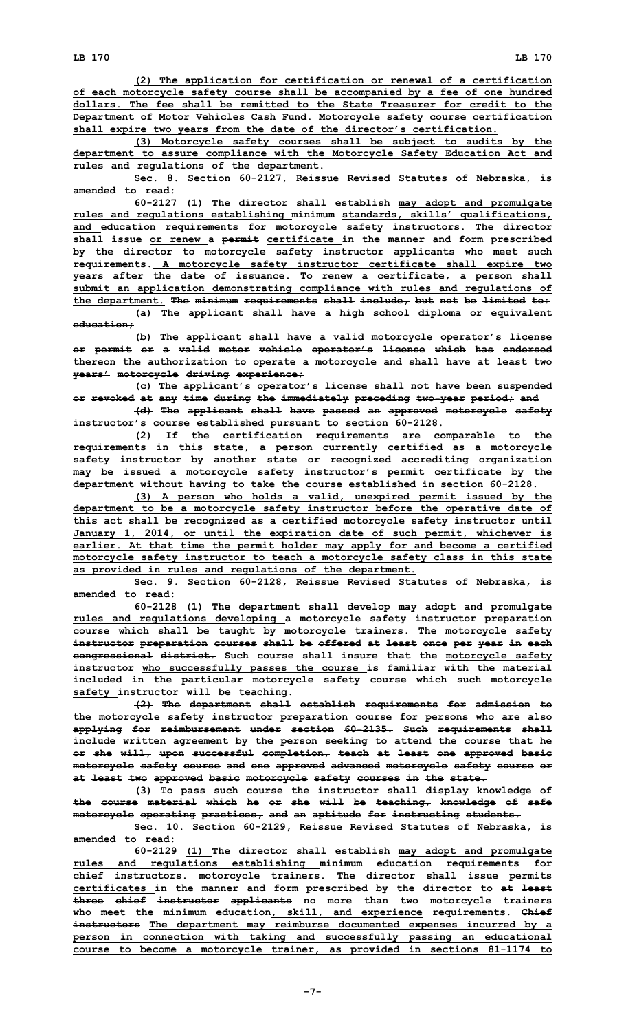(2) The application for certification or renewal of a certification of each motorcycle safety course shall be accompanied by a fee of one hundred dollars. The fee shall be remitted to the State Treasurer for credit to the Department of Motor Vehicles Cash Fund. Motorcycle safety course certification shall expire two years from the date of the director's certification.

(3) Motorcycle safety courses shall be subject to audits by the department to assure compliance with the Motorcycle Safety Education Act and rules and regulations of the department.

Sec. 8. Section 60-2127, Reissue Revised Statutes of Nebraska, is amended to read:

60-2127 (1) The director ~~shall establish~~ may adopt and promulgate rules and regulations establishing minimum standards, skills' qualifications, and education requirements for motorcycle safety instructors. The director shall issue or renew a ~~permit~~ certificate in the manner and form prescribed by the director to motorcycle safety instructor applicants who meet such requirements. A motorcycle safety instructor certificate shall expire two years after the date of issuance. To renew a certificate, a person shall submit an application demonstrating compliance with rules and regulations of the department. ~~The minimum requirements shall include, but not be limited to:~~

~~(a) The applicant shall have a high school diploma or equivalent education;~~

~~(b) The applicant shall have a valid motorcycle operator's license or permit or a valid motor vehicle operator's license which has endorsed thereon the authorization to operate a motorcycle and shall have at least two years' motorcycle driving experience;~~

~~(c) The applicant's operator's license shall not have been suspended or revoked at any time during the immediately preceding two-year period; and~~

~~(d) The applicant shall have passed an approved motorcycle safety instructor's course established pursuant to section 60-2128.~~

(2) If the certification requirements are comparable to the requirements in this state, a person currently certified as a motorcycle safety instructor by another state or recognized accrediting organization may be issued a motorcycle safety instructor's ~~permit~~ certificate by the department without having to take the course established in section 60-2128.

(3) A person who holds a valid, unexpired permit issued by the department to be a motorcycle safety instructor before the operative date of this act shall be recognized as a certified motorcycle safety instructor until January 1, 2014, or until the expiration date of such permit, whichever is earlier. At that time the permit holder may apply for and become a certified motorcycle safety instructor to teach a motorcycle safety class in this state as provided in rules and regulations of the department.

Sec. 9. Section 60-2128, Reissue Revised Statutes of Nebraska, is amended to read:

60-2128 ~~(1)~~ The department ~~shall develop~~ may adopt and promulgate rules and regulations developing a motorcycle safety instructor preparation course which shall be taught by motorcycle trainers. ~~The motorcycle safety instructor preparation courses shall be offered at least once per year in each congressional district.~~ Such course shall insure that the motorcycle safety instructor who successfully passes the course is familiar with the material included in the particular motorcycle safety course which such motorcycle safety instructor will be teaching.

~~(2) The department shall establish requirements for admission to the motorcycle safety instructor preparation course for persons who are also applying for reimbursement under section 60-2135. Such requirements shall include written agreement by the person seeking to attend the course that he or she will, upon successful completion, teach at least one approved basic motorcycle safety course and one approved advanced motorcycle safety course or at least two approved basic motorcycle safety courses in the state.~~

~~(3) To pass such course the instructor shall display knowledge of the course material which he or she will be teaching, knowledge of safe motorcycle operating practices, and an aptitude for instructing students.~~

Sec. 10. Section 60-2129, Reissue Revised Statutes of Nebraska, is amended to read:

60-2129 (1) The director ~~shall establish~~ may adopt and promulgate rules and regulations establishing minimum education requirements for ~~chief instructors.~~ motorcycle trainers. The director shall issue ~~permits~~ certificates in the manner and form prescribed by the director to ~~at least three chief instructor applicants~~ no more than two motorcycle trainers who meet the minimum education, skill, and experience requirements. ~~Chief instructors~~ The department may reimburse documented expenses incurred by a person in connection with taking and successfully passing an educational course to become a motorcycle trainer, as provided in sections 81-1174 to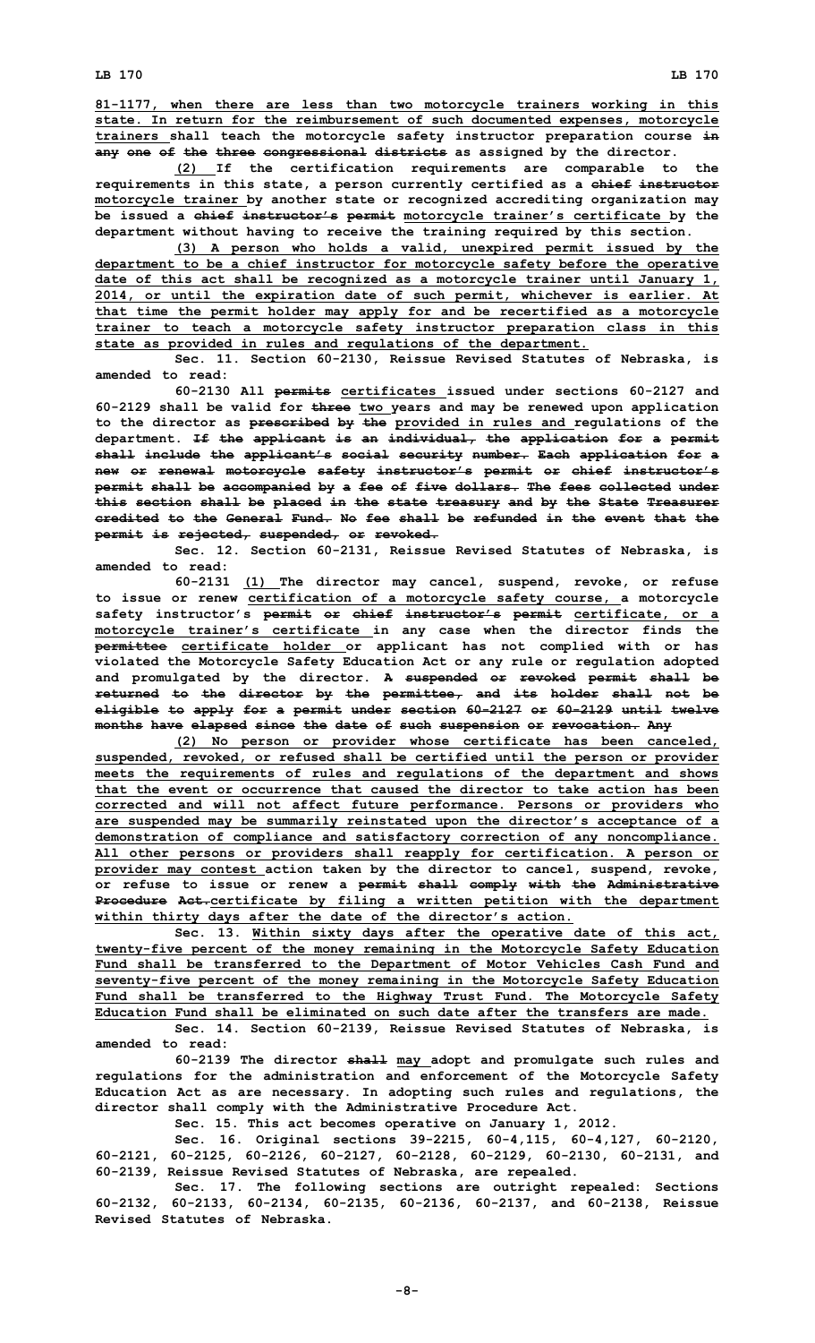81-1177, when there are less than two motorcycle trainers working in this state. In return for the reimbursement of such documented expenses, motorcycle trainers shall teach the motorcycle safety instructor preparation course in any one of the three congressional districts as assigned by the director.

(2) If the certification requirements are comparable to the requirements in this state, a person currently certified as a chief instructor motorcycle trainer by another state or recognized accrediting organization may be issued a chief instructor's permit motorcycle trainer's certificate by the department without having to receive the training required by this section.

(3) A person who holds a valid, unexpired permit issued by the department to be a chief instructor for motorcycle safety before the operative date of this act shall be recognized as a motorcycle trainer until January 1, 2014, or until the expiration date of such permit, whichever is earlier. At that time the permit holder may apply for and be recertified as a motorcycle trainer to teach a motorcycle safety instructor preparation class in this state as provided in rules and regulations of the department.

Sec. 11. Section 60-2130, Reissue Revised Statutes of Nebraska, is amended to read:

60-2130 All permits certificates issued under sections 60-2127 and 60-2129 shall be valid for three two years and may be renewed upon application to the director as prescribed by the provided in rules and regulations of the department. If the applicant is an individual, the application for a permit shall include the applicant's social security number. Each application for a new or renewal motorcycle safety instructor's permit or chief instructor's permit shall be accompanied by a fee of five dollars. The fees collected under this section shall be placed in the state treasury and by the State Treasurer credited to the General Fund. No fee shall be refunded in the event that the permit is rejected, suspended, or revoked.

Sec. 12. Section 60-2131, Reissue Revised Statutes of Nebraska, is amended to read:

60-2131 (1) The director may cancel, suspend, revoke, or refuse to issue or renew certification of a motorcycle safety course, a motorcycle safety instructor's permit or chief instructor's permit certificate, or a motorcycle trainer's certificate in any case when the director finds the permittee certificate holder or applicant has not complied with or has violated the Motorcycle Safety Education Act or any rule or regulation adopted and promulgated by the director. A suspended or revoked permit shall be returned to the director by the permittee, and its holder shall not be eligible to apply for a permit under section 60-2127 or 60-2129 until twelve months have elapsed since the date of such suspension or revocation. Any

(2) No person or provider whose certificate has been canceled, suspended, revoked, or refused shall be certified until the person or provider meets the requirements of rules and regulations of the department and shows that the event or occurrence that caused the director to take action has been corrected and will not affect future performance. Persons or providers who are suspended may be summarily reinstated upon the director's acceptance of a demonstration of compliance and satisfactory correction of any noncompliance. All other persons or providers shall reapply for certification. A person or provider may contest action taken by the director to cancel, suspend, revoke, or refuse to issue or renew a permit shall comply with the Administrative Procedure Act.certificate by filing a written petition with the department within thirty days after the date of the director's action.

Sec. 13. Within sixty days after the operative date of this act, twenty-five percent of the money remaining in the Motorcycle Safety Education Fund shall be transferred to the Department of Motor Vehicles Cash Fund and seventy-five percent of the money remaining in the Motorcycle Safety Education Fund shall be transferred to the Highway Trust Fund. The Motorcycle Safety Education Fund shall be eliminated on such date after the transfers are made.

Sec. 14. Section 60-2139, Reissue Revised Statutes of Nebraska, is amended to read:

60-2139 The director shall may adopt and promulgate such rules and regulations for the administration and enforcement of the Motorcycle Safety Education Act as are necessary. In adopting such rules and regulations, the director shall comply with the Administrative Procedure Act.

Sec. 15. This act becomes operative on January 1, 2012.

Sec. 16. Original sections 39-2215, 60-4,115, 60-4,127, 60-2120, 60-2121, 60-2125, 60-2126, 60-2127, 60-2128, 60-2129, 60-2130, 60-2131, and 60-2139, Reissue Revised Statutes of Nebraska, are repealed.

Sec. 17. The following sections are outright repealed: Sections 60-2132, 60-2133, 60-2134, 60-2135, 60-2136, 60-2137, and 60-2138, Reissue Revised Statutes of Nebraska.